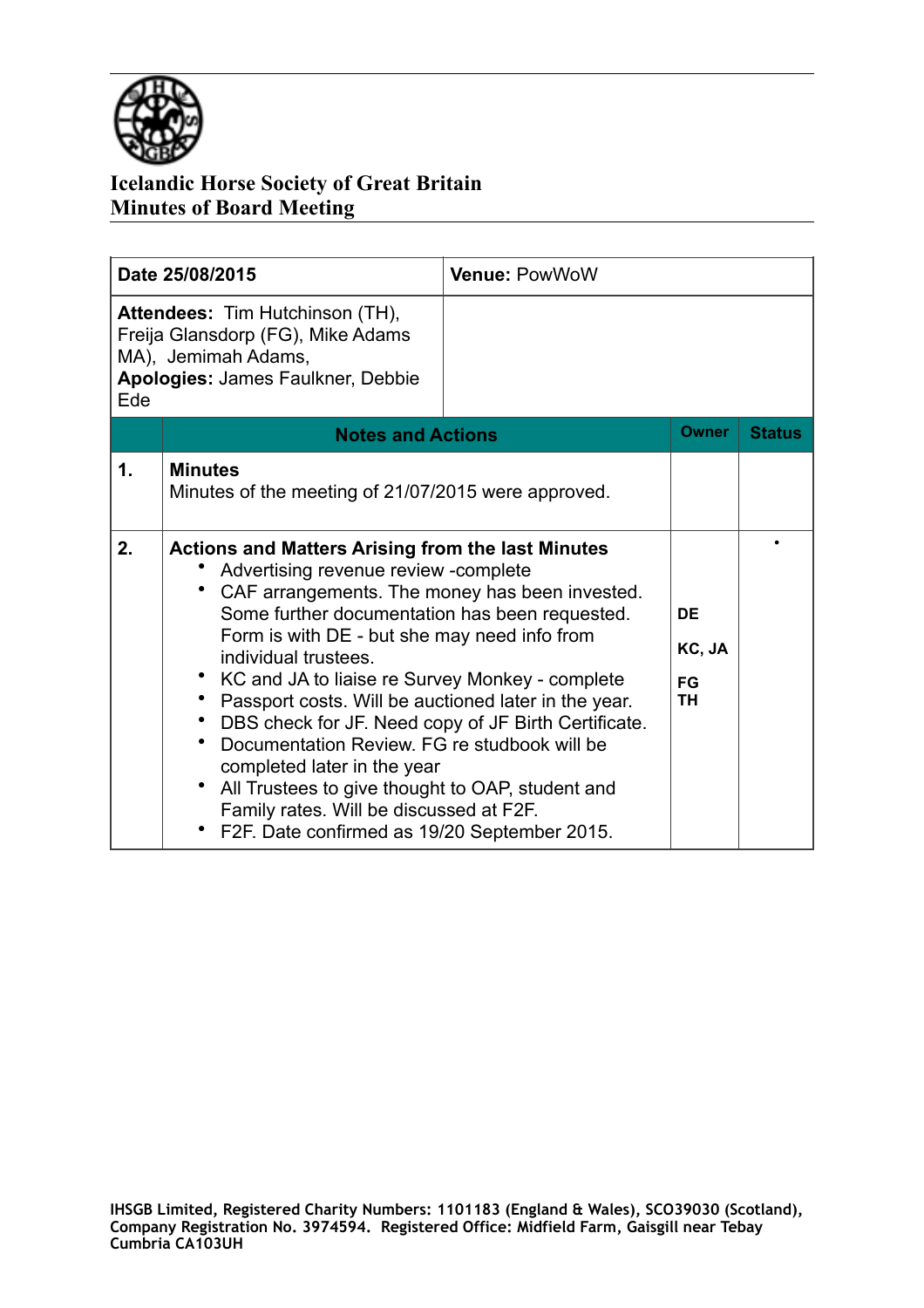# Icelandic Horse Society of Great Britain
## Minutes of Board Meeting

| **Date 25/08/2015** | **Venue:** PowWoW |
|---|---|
| **Attendees:** Tim Hutchinson (TH), Freija Glansdorp (FG), Mike Adams MA), Jemimah Adams,<br>**Apologies:** James Faulkner, Debbie Ede | |

| | **Notes and Actions** | **Owner** | **Status** |
|---|---|---|---|
| **1.** | **Minutes**<br>Minutes of the meeting of 21/07/2015 were approved. | | |
| **2.** | **Actions and Matters Arising from the last Minutes**<br>• Advertising revenue review -complete<br>• CAF arrangements. The money has been invested. Some further documentation has been requested. Form is with DE - but she may need info from individual trustees.<br>• KC and JA to liaise re Survey Monkey - complete<br>• Passport costs. Will be auctioned later in the year.<br>• DBS check for JF. Need copy of JF Birth Certificate.<br>• Documentation Review. FG re studbook will be completed later in the year<br>• All Trustees to give thought to OAP, student and Family rates. Will be discussed at F2F.<br>• F2F. Date confirmed as 19/20 September 2015. | **DE**<br>**KC, JA**<br>**FG**<br>**TH** | • |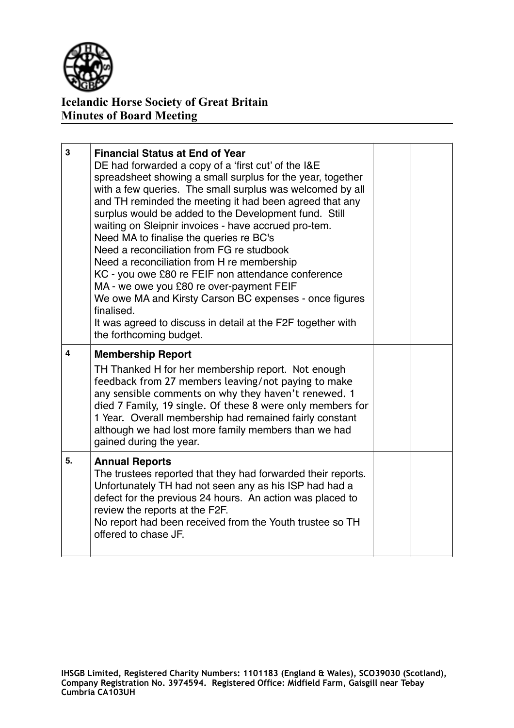**Icelandic Horse Society of Great Britain**
**Minutes of Board Meeting**

| | | | |
|---|---|---|---|
| 3 | **Financial Status at End of Year**<br>DE had forwarded a copy of a 'first cut' of the I&E spreadsheet showing a small surplus for the year, together with a few queries. The small surplus was welcomed by all and TH reminded the meeting it had been agreed that any surplus would be added to the Development fund. Still waiting on Sleipnir invoices - have accrued pro-tem.<br>Need MA to finalise the queries re BC's<br>Need a reconciliation from FG re studbook<br>Need a reconciliation from H re membership<br>KC - you owe £80 re FEIF non attendance conference<br>MA - we owe you £80 re over-payment FEIF<br>We owe MA and Kirsty Carson BC expenses - once figures finalised.<br>It was agreed to discuss in detail at the F2F together with the forthcoming budget. | | |
| 4 | **Membership Report**<br>TH Thanked H for her membership report. Not enough feedback from 27 members leaving/not paying to make any sensible comments on why they haven't renewed. 1 died 7 Family, 19 single. Of these 8 were only members for 1 Year. Overall membership had remained fairly constant although we had lost more family members than we had gained during the year. | | |
| 5. | **Annual Reports**<br>The trustees reported that they had forwarded their reports. Unfortunately TH had not seen any as his ISP had had a defect for the previous 24 hours. An action was placed to review the reports at the F2F.<br>No report had been received from the Youth trustee so TH offered to chase JF. | | |

IHSGB Limited, Registered Charity Numbers: 1101183 (England & Wales), SCO39030 (Scotland), Company Registration No. 3974594. Registered Office: Midfield Farm, Gaisgill near Tebay Cumbria CA103UH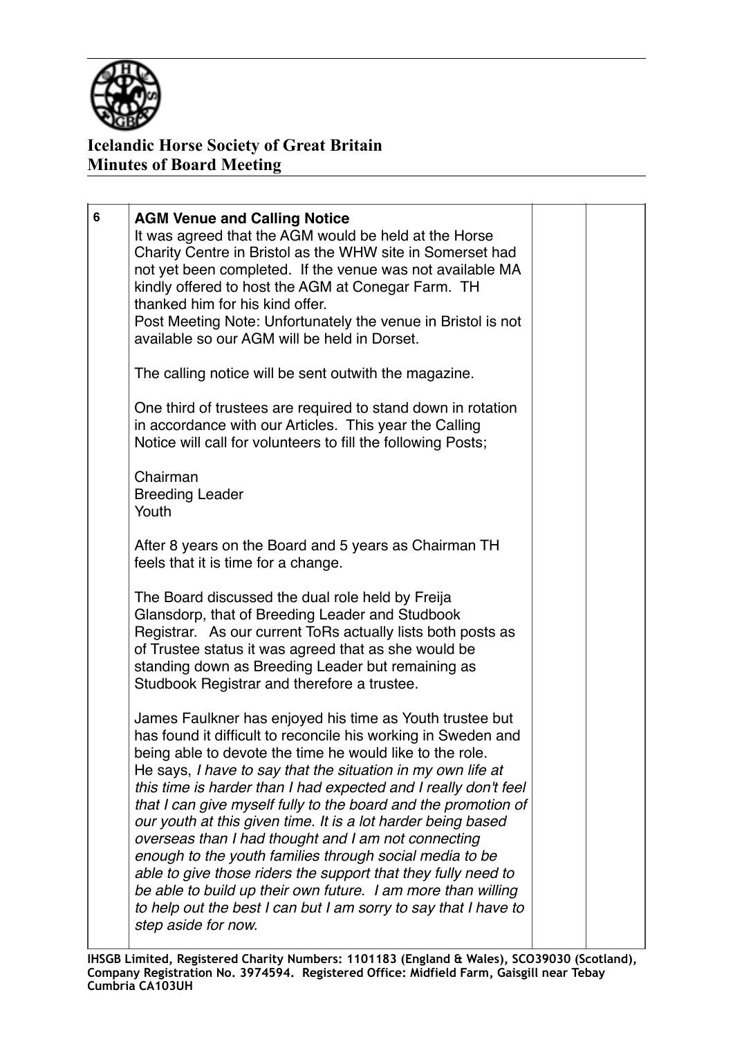**Icelandic Horse Society of Great Britain**
**Minutes of Board Meeting**

| 6 | **AGM Venue and Calling Notice**<br>It was agreed that the AGM would be held at the Horse Charity Centre in Bristol as the WHW site in Somerset had not yet been completed. If the venue was not available MA kindly offered to host the AGM at Conegar Farm. TH thanked him for his kind offer.<br>Post Meeting Note: Unfortunately the venue in Bristol is not available so our AGM will be held in Dorset.<br><br>The calling notice will be sent outwith the magazine.<br><br>One third of trustees are required to stand down in rotation in accordance with our Articles. This year the Calling Notice will call for volunteers to fill the following Posts;<br><br>Chairman<br>Breeding Leader<br>Youth<br><br>After 8 years on the Board and 5 years as Chairman TH feels that it is time for a change.<br><br>The Board discussed the dual role held by Freija Glansdorp, that of Breeding Leader and Studbook Registrar. As our current ToRs actually lists both posts as of Trustee status it was agreed that as she would be standing down as Breeding Leader but remaining as Studbook Registrar and therefore a trustee.<br><br>James Faulkner has enjoyed his time as Youth trustee but has found it difficult to reconcile his working in Sweden and being able to devote the time he would like to the role.<br>He says, *I have to say that the situation in my own life at this time is harder than I had expected and I really don't feel that I can give myself fully to the board and the promotion of our youth at this given time. It is a lot harder being based overseas than I had thought and I am not connecting enough to the youth families through social media to be able to give those riders the support that they fully need to be able to build up their own future. I am more than willing to help out the best I can but I am sorry to say that I have to step aside for now.* | | |
|---|---|---|---|

IHSGB Limited, Registered Charity Numbers: 1101183 (England & Wales), SCO39030 (Scotland), Company Registration No. 3974594. Registered Office: Midfield Farm, Gaisgill near Tebay Cumbria CA103UH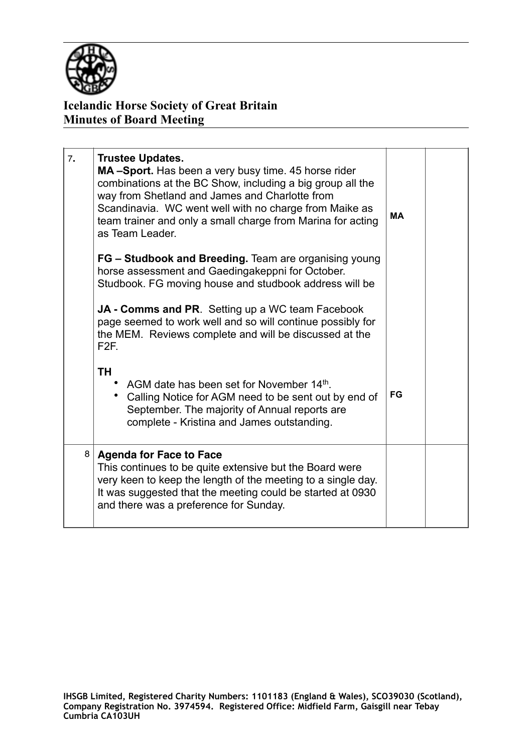**Icelandic Horse Society of Great Britain**
**Minutes of Board Meeting**

| | | | |
|---|---|---|---|
| 7. | **Trustee Updates.**<br>**MA –Sport.** Has been a very busy time. 45 horse rider combinations at the BC Show, including a big group all the way from Shetland and James and Charlotte from Scandinavia. WC went well with no charge from Maike as team trainer and only a small charge from Marina for acting as Team Leader.<br><br>**FG – Studbook and Breeding.** Team are organising young horse assessment and Gaedingakeppni for October. Studbook. FG moving house and studbook address will be<br><br>**JA - Comms and PR**. Setting up a WC team Facebook page seemed to work well and so will continue possibly for the MEM. Reviews complete and will be discussed at the F2F.<br><br>**TH**<br>• AGM date has been set for November 14th.<br>• Calling Notice for AGM need to be sent out by end of September. The majority of Annual reports are complete - Kristina and James outstanding. | **MA**<br><br><br><br>**FG** | |
| 8 | **Agenda for Face to Face**<br>This continues to be quite extensive but the Board were very keen to keep the length of the meeting to a single day. It was suggested that the meeting could be started at 0930 and there was a preference for Sunday. | | |

IHSGB Limited, Registered Charity Numbers: 1101183 (England & Wales), SCO39030 (Scotland), Company Registration No. 3974594. Registered Office: Midfield Farm, Gaisgill near Tebay Cumbria CA103UH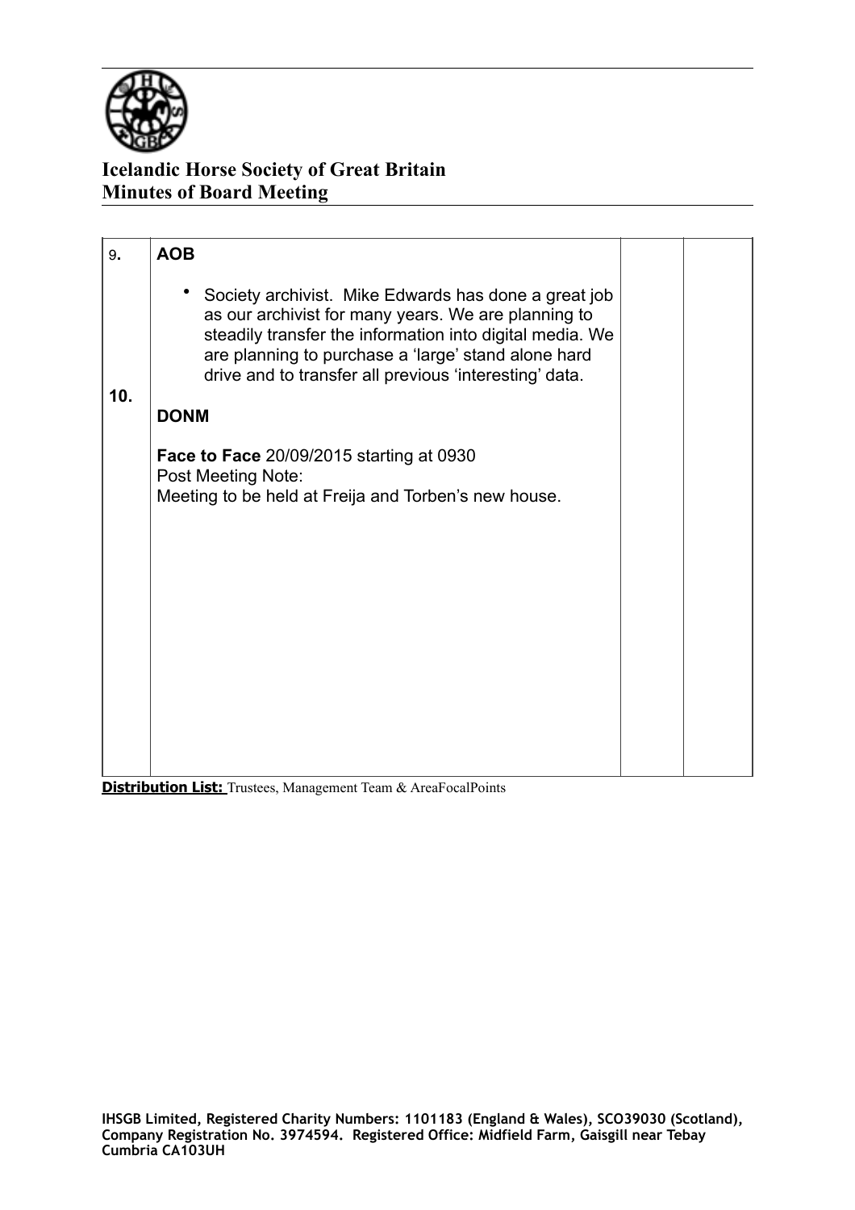# Icelandic Horse Society of Great Britain
## Minutes of Board Meeting

| | | | |
|---|---|---|---|
| 9. | **AOB**<br><br>• Society archivist. Mike Edwards has done a great job as our archivist for many years. We are planning to steadily transfer the information into digital media. We are planning to purchase a 'large' stand alone hard drive and to transfer all previous 'interesting' data. | | |
| 10. | **DONM**<br><br>**Face to Face** 20/09/2015 starting at 0930<br>Post Meeting Note:<br>Meeting to be held at Freija and Torben's new house. | | |

**Distribution List:** Trustees, Management Team & AreaFocalPoints

**IHSGB Limited, Registered Charity Numbers: 1101183 (England & Wales), SCO39030 (Scotland), Company Registration No. 3974594. Registered Office: Midfield Farm, Gaisgill near Tebay Cumbria CA103UH**